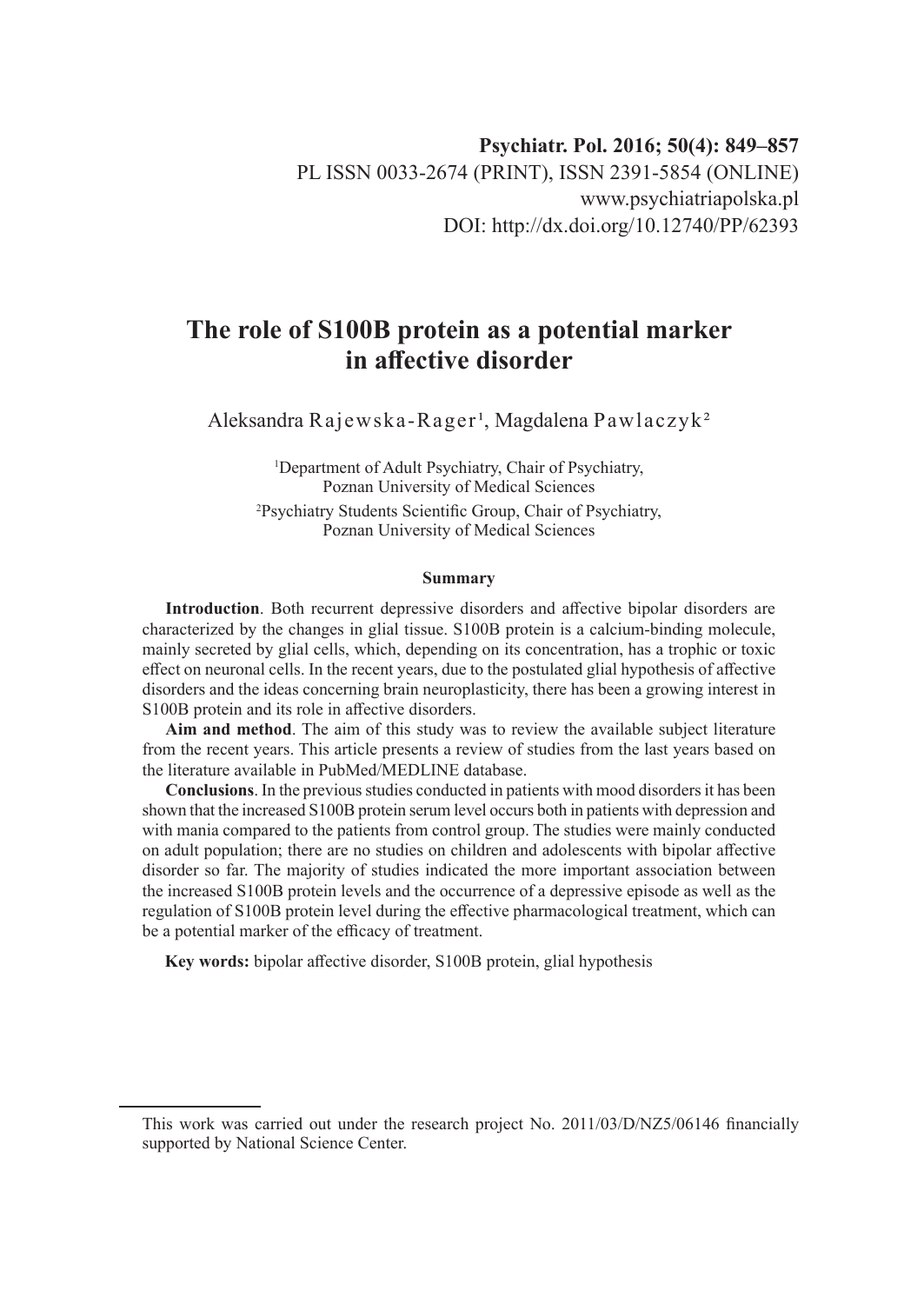# The role of S100B protein as a potential marker in affective disorder

Aleksandra Rajewska-Rager[1], Magdalena Pawlaczyk[2]

[1]Department of Adult Psychiatry, Chair of Psychiatry, Poznan University of Medical Sciences

[2]Psychiatry Students Scientific Group, Chair of Psychiatry, Poznan University of Medical Sciences

## Summary

**Introduction**. Both recurrent depressive disorders and affective bipolar disorders are characterized by the changes in glial tissue. S100B protein is a calcium-binding molecule, mainly secreted by glial cells, which, depending on its concentration, has a trophic or toxic effect on neuronal cells. In the recent years, due to the postulated glial hypothesis of affective disorders and the ideas concerning brain neuroplasticity, there has been a growing interest in S100B protein and its role in affective disorders.

**Aim and method**. The aim of this study was to review the available subject literature from the recent years. This article presents a review of studies from the last years based on the literature available in PubMed/MEDLINE database.

**Conclusions**. In the previous studies conducted in patients with mood disorders it has been shown that the increased S100B protein serum level occurs both in patients with depression and with mania compared to the patients from control group. The studies were mainly conducted on adult population; there are no studies on children and adolescents with bipolar affective disorder so far. The majority of studies indicated the more important association between the increased S100B protein levels and the occurrence of a depressive episode as well as the regulation of S100B protein level during the effective pharmacological treatment, which can be a potential marker of the efficacy of treatment.

**Key words:** bipolar affective disorder, S100B protein, glial hypothesis

---

This work was carried out under the research project No. 2011/03/D/NZ5/06146 financially supported by National Science Center.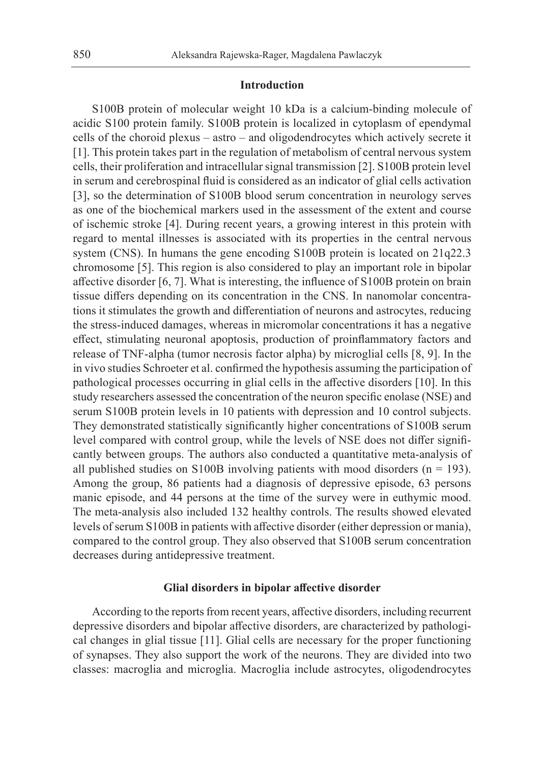## Introduction

S100B protein of molecular weight 10 kDa is a calcium-binding molecule of acidic S100 protein family. S100B protein is localized in cytoplasm of ependymal cells of the choroid plexus – astro – and oligodendrocytes which actively secrete it [1]. This protein takes part in the regulation of metabolism of central nervous system cells, their proliferation and intracellular signal transmission [2]. S100B protein level in serum and cerebrospinal fluid is considered as an indicator of glial cells activation [3], so the determination of S100B blood serum concentration in neurology serves as one of the biochemical markers used in the assessment of the extent and course of ischemic stroke [4]. During recent years, a growing interest in this protein with regard to mental illnesses is associated with its properties in the central nervous system (CNS). In humans the gene encoding S100B protein is located on 21q22.3 chromosome [5]. This region is also considered to play an important role in bipolar affective disorder [6, 7]. What is interesting, the influence of S100B protein on brain tissue differs depending on its concentration in the CNS. In nanomolar concentrations it stimulates the growth and differentiation of neurons and astrocytes, reducing the stress-induced damages, whereas in micromolar concentrations it has a negative effect, stimulating neuronal apoptosis, production of proinflammatory factors and release of TNF-alpha (tumor necrosis factor alpha) by microglial cells [8, 9]. In the in vivo studies Schroeter et al. confirmed the hypothesis assuming the participation of pathological processes occurring in glial cells in the affective disorders [10]. In this study researchers assessed the concentration of the neuron specific enolase (NSE) and serum S100B protein levels in 10 patients with depression and 10 control subjects. They demonstrated statistically significantly higher concentrations of S100B serum level compared with control group, while the levels of NSE does not differ significantly between groups. The authors also conducted a quantitative meta-analysis of all published studies on S100B involving patients with mood disorders ($n = 193$). Among the group, 86 patients had a diagnosis of depressive episode, 63 persons manic episode, and 44 persons at the time of the survey were in euthymic mood. The meta-analysis also included 132 healthy controls. The results showed elevated levels of serum S100B in patients with affective disorder (either depression or mania), compared to the control group. They also observed that S100B serum concentration decreases during antidepressive treatment.

## Glial disorders in bipolar affective disorder

According to the reports from recent years, affective disorders, including recurrent depressive disorders and bipolar affective disorders, are characterized by pathological changes in glial tissue [11]. Glial cells are necessary for the proper functioning of synapses. They also support the work of the neurons. They are divided into two classes: macroglia and microglia. Macroglia include astrocytes, oligodendrocytes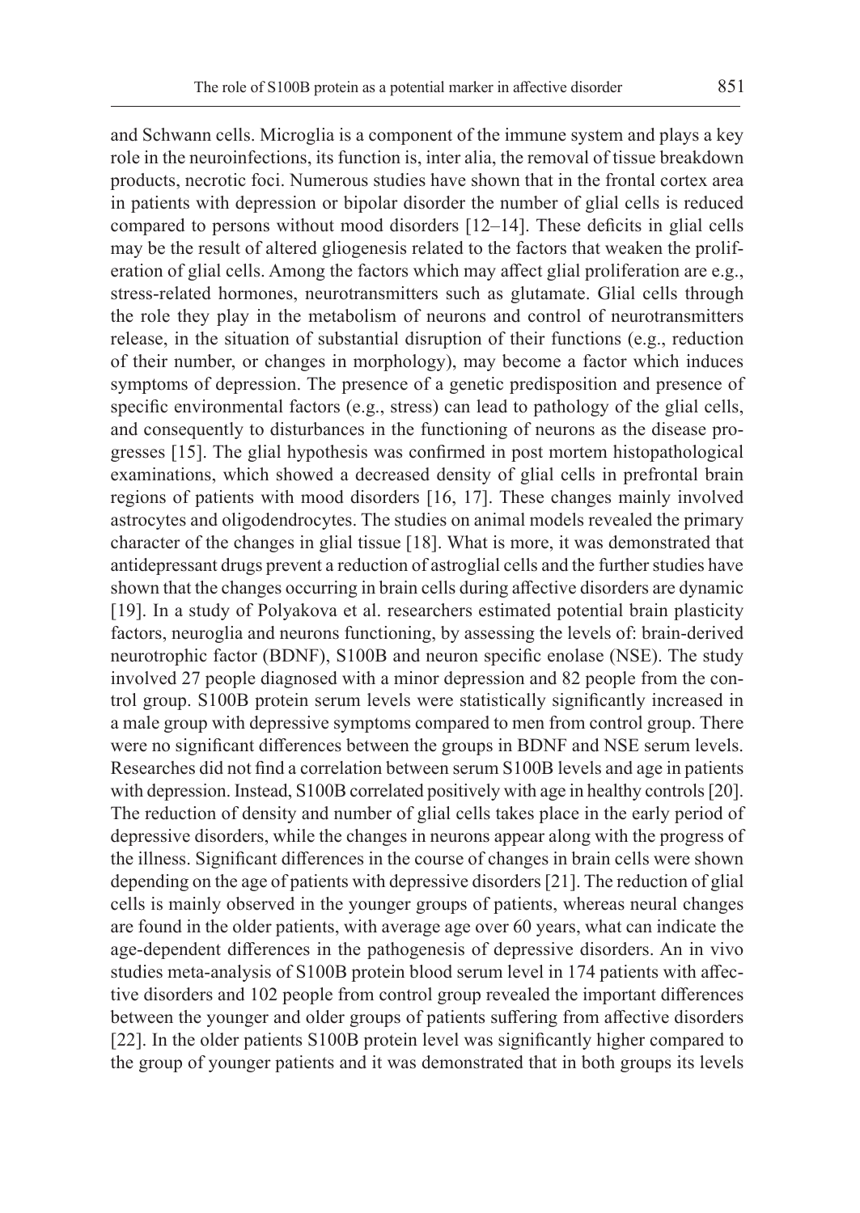and Schwann cells. Microglia is a component of the immune system and plays a key role in the neuroinfections, its function is, inter alia, the removal of tissue breakdown products, necrotic foci. Numerous studies have shown that in the frontal cortex area in patients with depression or bipolar disorder the number of glial cells is reduced compared to persons without mood disorders [12–14]. These deficits in glial cells may be the result of altered gliogenesis related to the factors that weaken the proliferation of glial cells. Among the factors which may affect glial proliferation are e.g., stress-related hormones, neurotransmitters such as glutamate. Glial cells through the role they play in the metabolism of neurons and control of neurotransmitters release, in the situation of substantial disruption of their functions (e.g., reduction of their number, or changes in morphology), may become a factor which induces symptoms of depression. The presence of a genetic predisposition and presence of specific environmental factors (e.g., stress) can lead to pathology of the glial cells, and consequently to disturbances in the functioning of neurons as the disease progresses [15]. The glial hypothesis was confirmed in post mortem histopathological examinations, which showed a decreased density of glial cells in prefrontal brain regions of patients with mood disorders [16, 17]. These changes mainly involved astrocytes and oligodendrocytes. The studies on animal models revealed the primary character of the changes in glial tissue [18]. What is more, it was demonstrated that antidepressant drugs prevent a reduction of astroglial cells and the further studies have shown that the changes occurring in brain cells during affective disorders are dynamic [19]. In a study of Polyakova et al. researchers estimated potential brain plasticity factors, neuroglia and neurons functioning, by assessing the levels of: brain-derived neurotrophic factor (BDNF), S100B and neuron specific enolase (NSE). The study involved 27 people diagnosed with a minor depression and 82 people from the control group. S100B protein serum levels were statistically significantly increased in a male group with depressive symptoms compared to men from control group. There were no significant differences between the groups in BDNF and NSE serum levels. Researches did not find a correlation between serum S100B levels and age in patients with depression. Instead, S100B correlated positively with age in healthy controls [20]. The reduction of density and number of glial cells takes place in the early period of depressive disorders, while the changes in neurons appear along with the progress of the illness. Significant differences in the course of changes in brain cells were shown depending on the age of patients with depressive disorders [21]. The reduction of glial cells is mainly observed in the younger groups of patients, whereas neural changes are found in the older patients, with average age over 60 years, what can indicate the age-dependent differences in the pathogenesis of depressive disorders. An in vivo studies meta-analysis of S100B protein blood serum level in 174 patients with affective disorders and 102 people from control group revealed the important differences between the younger and older groups of patients suffering from affective disorders [22]. In the older patients S100B protein level was significantly higher compared to the group of younger patients and it was demonstrated that in both groups its levels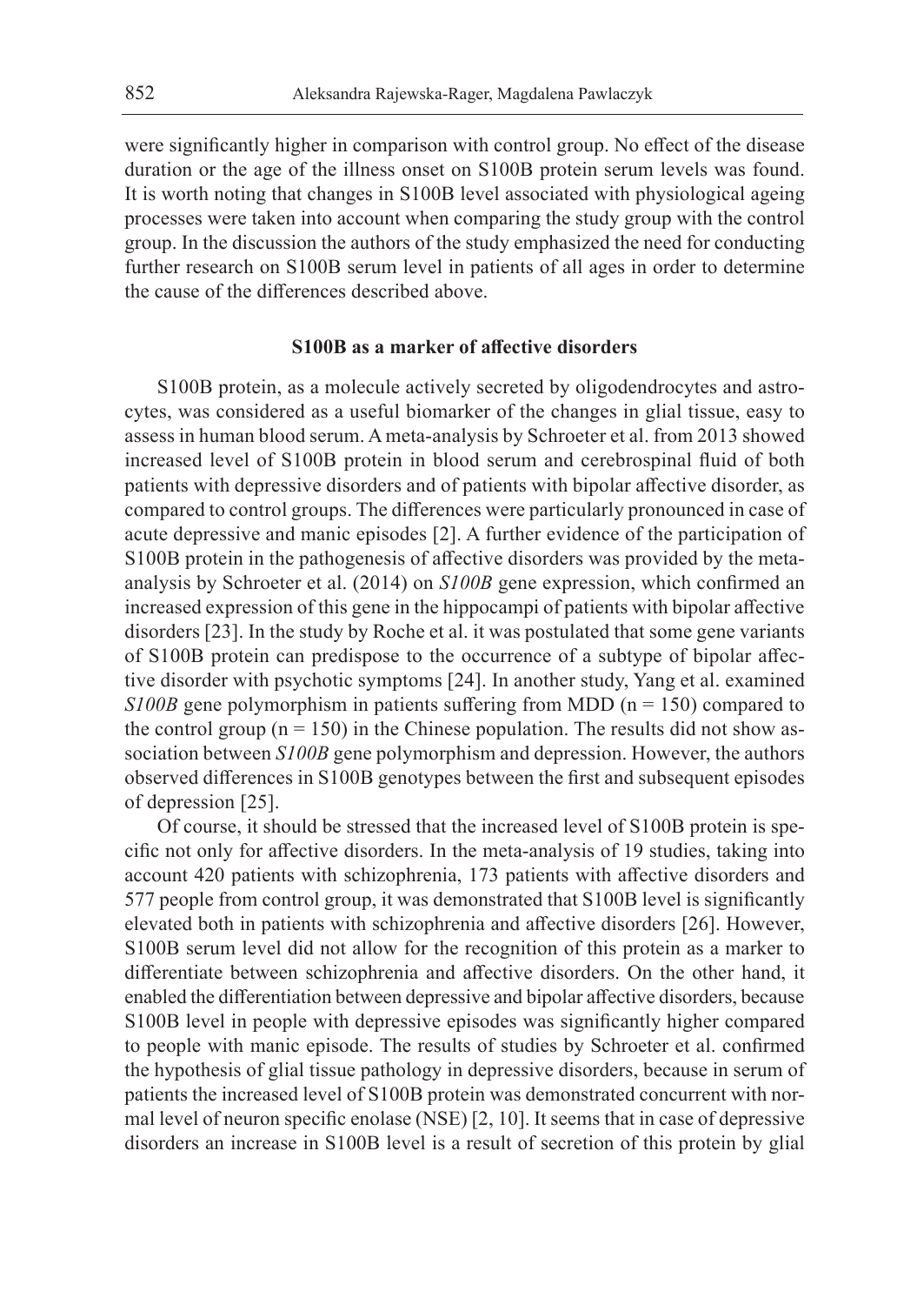were significantly higher in comparison with control group. No effect of the disease duration or the age of the illness onset on S100B protein serum levels was found. It is worth noting that changes in S100B level associated with physiological ageing processes were taken into account when comparing the study group with the control group. In the discussion the authors of the study emphasized the need for conducting further research on S100B serum level in patients of all ages in order to determine the cause of the differences described above.

## S100B as a marker of affective disorders

S100B protein, as a molecule actively secreted by oligodendrocytes and astrocytes, was considered as a useful biomarker of the changes in glial tissue, easy to assess in human blood serum. A meta-analysis by Schroeter et al. from 2013 showed increased level of S100B protein in blood serum and cerebrospinal fluid of both patients with depressive disorders and of patients with bipolar affective disorder, as compared to control groups. The differences were particularly pronounced in case of acute depressive and manic episodes [2]. A further evidence of the participation of S100B protein in the pathogenesis of affective disorders was provided by the meta-analysis by Schroeter et al. (2014) on *S100B* gene expression, which confirmed an increased expression of this gene in the hippocampi of patients with bipolar affective disorders [23]. In the study by Roche et al. it was postulated that some gene variants of S100B protein can predispose to the occurrence of a subtype of bipolar affective disorder with psychotic symptoms [24]. In another study, Yang et al. examined *S100B* gene polymorphism in patients suffering from MDD (n = 150) compared to the control group (n = 150) in the Chinese population. The results did not show association between *S100B* gene polymorphism and depression. However, the authors observed differences in S100B genotypes between the first and subsequent episodes of depression [25].

Of course, it should be stressed that the increased level of S100B protein is specific not only for affective disorders. In the meta-analysis of 19 studies, taking into account 420 patients with schizophrenia, 173 patients with affective disorders and 577 people from control group, it was demonstrated that S100B level is significantly elevated both in patients with schizophrenia and affective disorders [26]. However, S100B serum level did not allow for the recognition of this protein as a marker to differentiate between schizophrenia and affective disorders. On the other hand, it enabled the differentiation between depressive and bipolar affective disorders, because S100B level in people with depressive episodes was significantly higher compared to people with manic episode. The results of studies by Schroeter et al. confirmed the hypothesis of glial tissue pathology in depressive disorders, because in serum of patients the increased level of S100B protein was demonstrated concurrent with normal level of neuron specific enolase (NSE) [2, 10]. It seems that in case of depressive disorders an increase in S100B level is a result of secretion of this protein by glial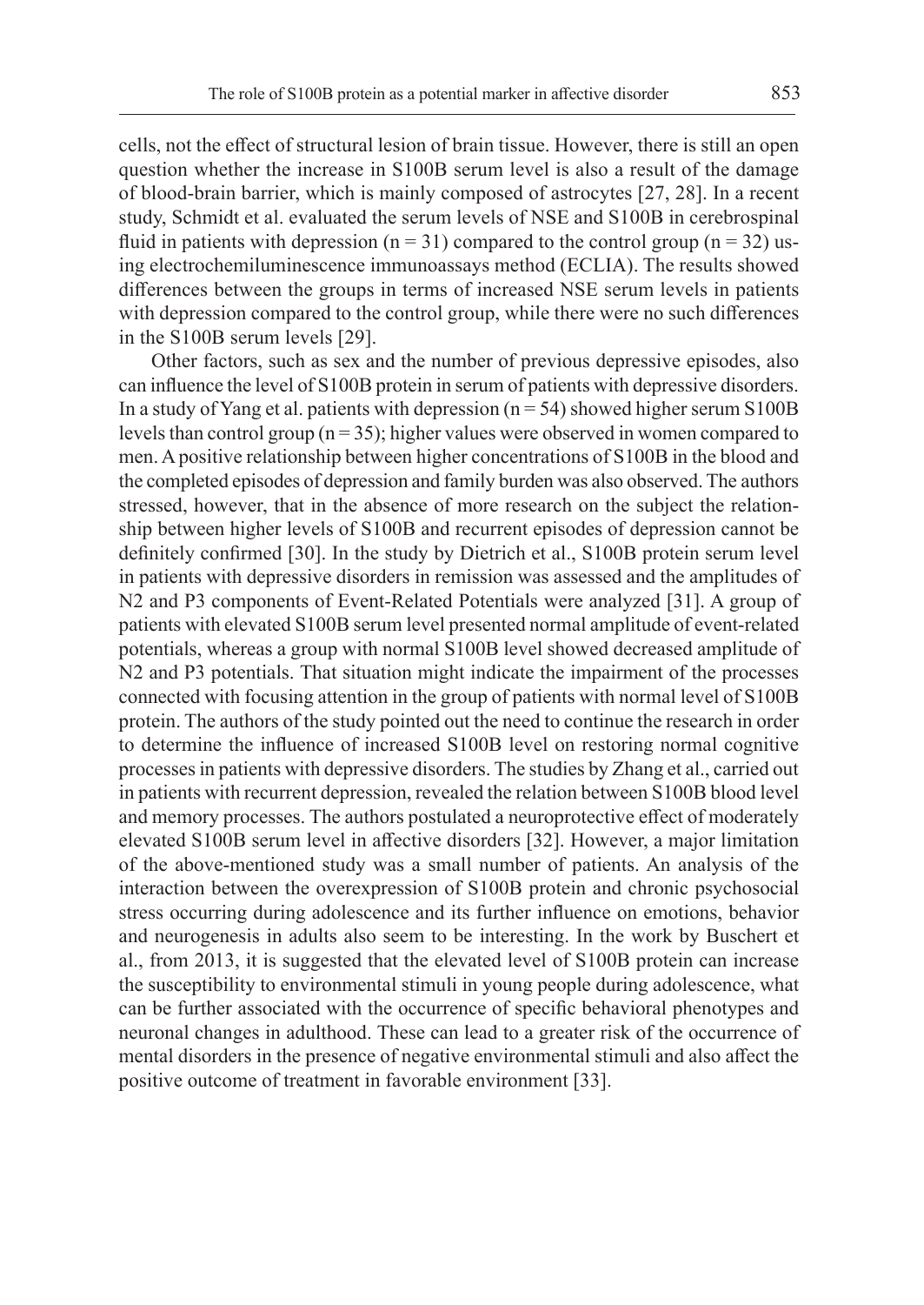cells, not the effect of structural lesion of brain tissue. However, there is still an open question whether the increase in S100B serum level is also a result of the damage of blood-brain barrier, which is mainly composed of astrocytes [27, 28]. In a recent study, Schmidt et al. evaluated the serum levels of NSE and S100B in cerebrospinal fluid in patients with depression (n = 31) compared to the control group (n = 32) using electrochemiluminescence immunoassays method (ECLIA). The results showed differences between the groups in terms of increased NSE serum levels in patients with depression compared to the control group, while there were no such differences in the S100B serum levels [29].

Other factors, such as sex and the number of previous depressive episodes, also can influence the level of S100B protein in serum of patients with depressive disorders. In a study of Yang et al. patients with depression (n = 54) showed higher serum S100B levels than control group (n = 35); higher values were observed in women compared to men. A positive relationship between higher concentrations of S100B in the blood and the completed episodes of depression and family burden was also observed. The authors stressed, however, that in the absence of more research on the subject the relationship between higher levels of S100B and recurrent episodes of depression cannot be definitely confirmed [30]. In the study by Dietrich et al., S100B protein serum level in patients with depressive disorders in remission was assessed and the amplitudes of N2 and P3 components of Event-Related Potentials were analyzed [31]. A group of patients with elevated S100B serum level presented normal amplitude of event-related potentials, whereas a group with normal S100B level showed decreased amplitude of N2 and P3 potentials. That situation might indicate the impairment of the processes connected with focusing attention in the group of patients with normal level of S100B protein. The authors of the study pointed out the need to continue the research in order to determine the influence of increased S100B level on restoring normal cognitive processes in patients with depressive disorders. The studies by Zhang et al., carried out in patients with recurrent depression, revealed the relation between S100B blood level and memory processes. The authors postulated a neuroprotective effect of moderately elevated S100B serum level in affective disorders [32]. However, a major limitation of the above-mentioned study was a small number of patients. An analysis of the interaction between the overexpression of S100B protein and chronic psychosocial stress occurring during adolescence and its further influence on emotions, behavior and neurogenesis in adults also seem to be interesting. In the work by Buschert et al., from 2013, it is suggested that the elevated level of S100B protein can increase the susceptibility to environmental stimuli in young people during adolescence, what can be further associated with the occurrence of specific behavioral phenotypes and neuronal changes in adulthood. These can lead to a greater risk of the occurrence of mental disorders in the presence of negative environmental stimuli and also affect the positive outcome of treatment in favorable environment [33].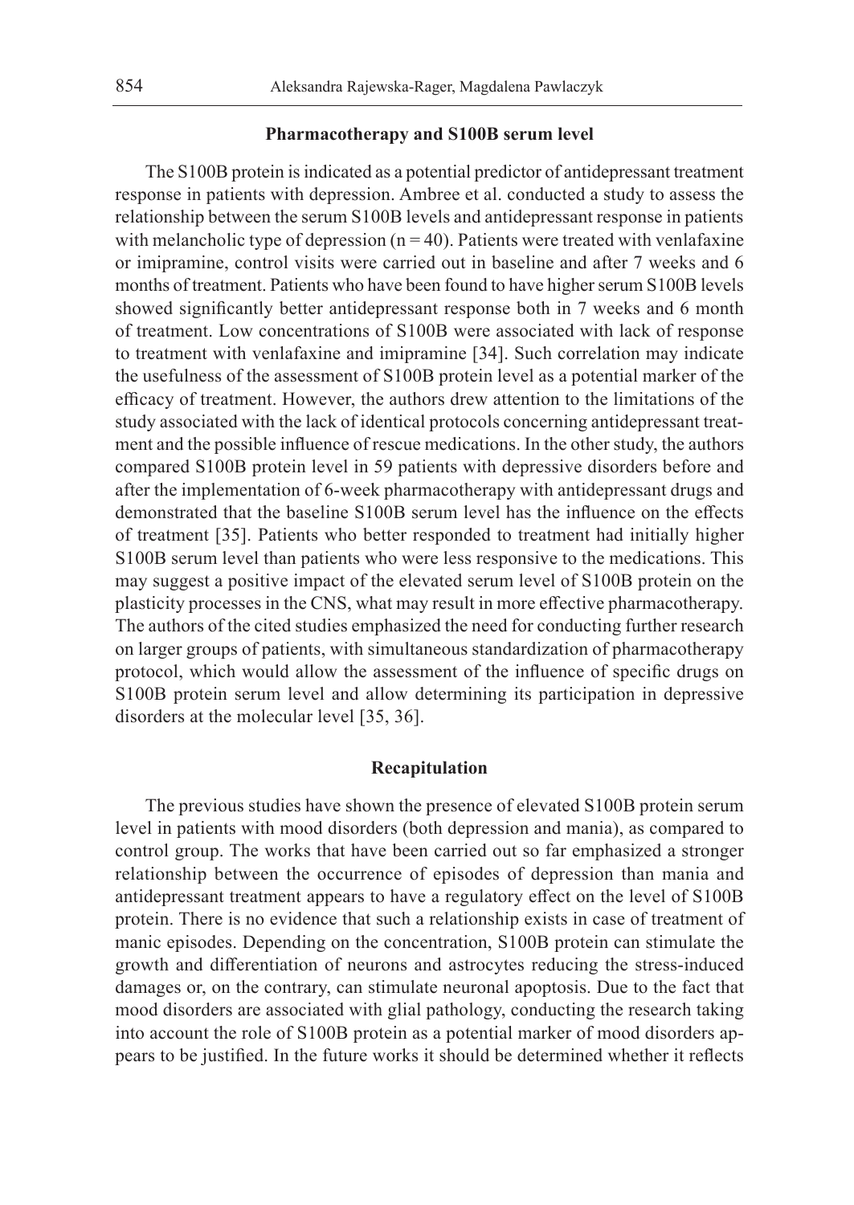## Pharmacotherapy and S100B serum level

The S100B protein is indicated as a potential predictor of antidepressant treatment response in patients with depression. Ambree et al. conducted a study to assess the relationship between the serum S100B levels and antidepressant response in patients with melancholic type of depression ($n = 40$). Patients were treated with venlafaxine or imipramine, control visits were carried out in baseline and after 7 weeks and 6 months of treatment. Patients who have been found to have higher serum S100B levels showed significantly better antidepressant response both in 7 weeks and 6 month of treatment. Low concentrations of S100B were associated with lack of response to treatment with venlafaxine and imipramine [34]. Such correlation may indicate the usefulness of the assessment of S100B protein level as a potential marker of the efficacy of treatment. However, the authors drew attention to the limitations of the study associated with the lack of identical protocols concerning antidepressant treatment and the possible influence of rescue medications. In the other study, the authors compared S100B protein level in 59 patients with depressive disorders before and after the implementation of 6-week pharmacotherapy with antidepressant drugs and demonstrated that the baseline S100B serum level has the influence on the effects of treatment [35]. Patients who better responded to treatment had initially higher S100B serum level than patients who were less responsive to the medications. This may suggest a positive impact of the elevated serum level of S100B protein on the plasticity processes in the CNS, what may result in more effective pharmacotherapy. The authors of the cited studies emphasized the need for conducting further research on larger groups of patients, with simultaneous standardization of pharmacotherapy protocol, which would allow the assessment of the influence of specific drugs on S100B protein serum level and allow determining its participation in depressive disorders at the molecular level [35, 36].

## Recapitulation

The previous studies have shown the presence of elevated S100B protein serum level in patients with mood disorders (both depression and mania), as compared to control group. The works that have been carried out so far emphasized a stronger relationship between the occurrence of episodes of depression than mania and antidepressant treatment appears to have a regulatory effect on the level of S100B protein. There is no evidence that such a relationship exists in case of treatment of manic episodes. Depending on the concentration, S100B protein can stimulate the growth and differentiation of neurons and astrocytes reducing the stress-induced damages or, on the contrary, can stimulate neuronal apoptosis. Due to the fact that mood disorders are associated with glial pathology, conducting the research taking into account the role of S100B protein as a potential marker of mood disorders appears to be justified. In the future works it should be determined whether it reflects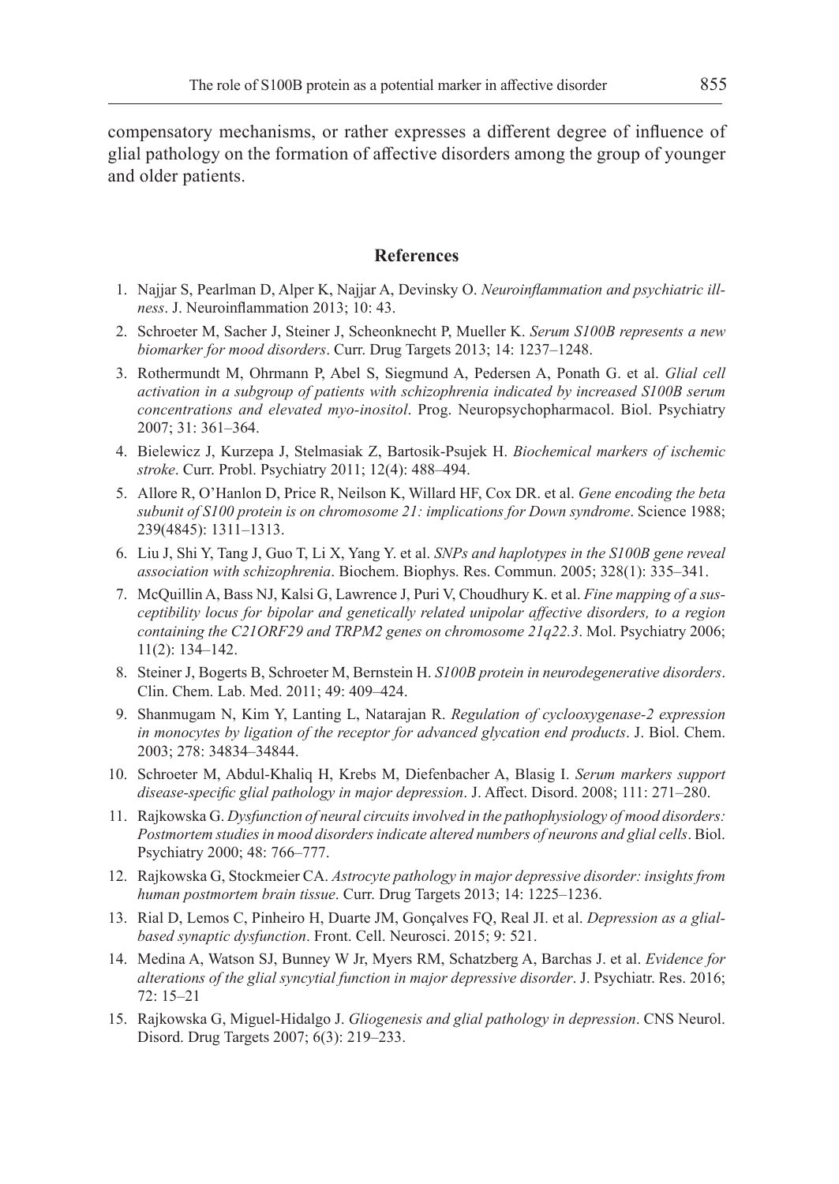compensatory mechanisms, or rather expresses a different degree of influence of glial pathology on the formation of affective disorders among the group of younger and older patients.

## References

1. Najjar S, Pearlman D, Alper K, Najjar A, Devinsky O. *Neuroinflammation and psychiatric illness*. J. Neuroinflammation 2013; 10: 43.
2. Schroeter M, Sacher J, Steiner J, Scheonknecht P, Mueller K. *Serum S100B represents a new biomarker for mood disorders*. Curr. Drug Targets 2013; 14: 1237–1248.
3. Rothermundt M, Ohrmann P, Abel S, Siegmund A, Pedersen A, Ponath G. et al. *Glial cell activation in a subgroup of patients with schizophrenia indicated by increased S100B serum concentrations and elevated myo-inositol*. Prog. Neuropsychopharmacol. Biol. Psychiatry 2007; 31: 361–364.
4. Bielewicz J, Kurzepa J, Stelmasiak Z, Bartosik-Psujek H. *Biochemical markers of ischemic stroke*. Curr. Probl. Psychiatry 2011; 12(4): 488–494.
5. Allore R, O'Hanlon D, Price R, Neilson K, Willard HF, Cox DR. et al. *Gene encoding the beta subunit of S100 protein is on chromosome 21: implications for Down syndrome*. Science 1988; 239(4845): 1311–1313.
6. Liu J, Shi Y, Tang J, Guo T, Li X, Yang Y. et al. *SNPs and haplotypes in the S100B gene reveal association with schizophrenia*. Biochem. Biophys. Res. Commun. 2005; 328(1): 335–341.
7. McQuillin A, Bass NJ, Kalsi G, Lawrence J, Puri V, Choudhury K. et al. *Fine mapping of a susceptibility locus for bipolar and genetically related unipolar affective disorders, to a region containing the C21ORF29 and TRPM2 genes on chromosome 21q22.3*. Mol. Psychiatry 2006; 11(2): 134–142.
8. Steiner J, Bogerts B, Schroeter M, Bernstein H. *S100B protein in neurodegenerative disorders*. Clin. Chem. Lab. Med. 2011; 49: 409–424.
9. Shanmugam N, Kim Y, Lanting L, Natarajan R. *Regulation of cyclooxygenase-2 expression in monocytes by ligation of the receptor for advanced glycation end products*. J. Biol. Chem. 2003; 278: 34834–34844.
10. Schroeter M, Abdul-Khaliq H, Krebs M, Diefenbacher A, Blasig I. *Serum markers support disease-specific glial pathology in major depression*. J. Affect. Disord. 2008; 111: 271–280.
11. Rajkowska G. *Dysfunction of neural circuits involved in the pathophysiology of mood disorders: Postmortem studies in mood disorders indicate altered numbers of neurons and glial cells*. Biol. Psychiatry 2000; 48: 766–777.
12. Rajkowska G, Stockmeier CA. *Astrocyte pathology in major depressive disorder: insights from human postmortem brain tissue*. Curr. Drug Targets 2013; 14: 1225–1236.
13. Rial D, Lemos C, Pinheiro H, Duarte JM, Gonçalves FQ, Real JI. et al. *Depression as a glial-based synaptic dysfunction*. Front. Cell. Neurosci. 2015; 9: 521.
14. Medina A, Watson SJ, Bunney W Jr, Myers RM, Schatzberg A, Barchas J. et al. *Evidence for alterations of the glial syncytial function in major depressive disorder*. J. Psychiatr. Res. 2016; 72: 15–21
15. Rajkowska G, Miguel-Hidalgo J. *Gliogenesis and glial pathology in depression*. CNS Neurol. Disord. Drug Targets 2007; 6(3): 219–233.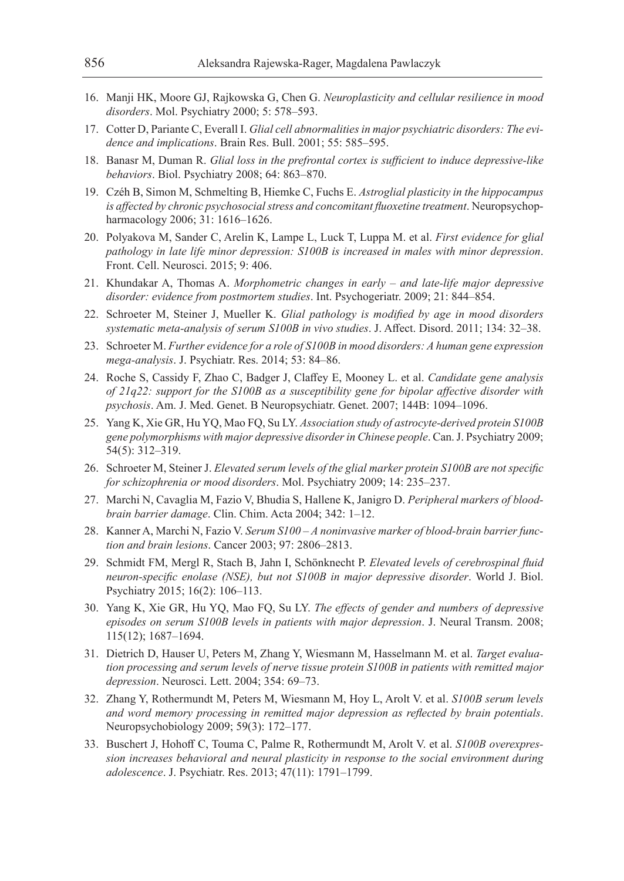16. Manji HK, Moore GJ, Rajkowska G, Chen G. *Neuroplasticity and cellular resilience in mood disorders*. Mol. Psychiatry 2000; 5: 578–593.
17. Cotter D, Pariante C, Everall I. *Glial cell abnormalities in major psychiatric disorders: The evidence and implications*. Brain Res. Bull. 2001; 55: 585–595.
18. Banasr M, Duman R. *Glial loss in the prefrontal cortex is sufficient to induce depressive-like behaviors*. Biol. Psychiatry 2008; 64: 863–870.
19. Czéh B, Simon M, Schmelting B, Hiemke C, Fuchs E. *Astroglial plasticity in the hippocampus is affected by chronic psychosocial stress and concomitant fluoxetine treatment*. Neuropsychopharmacology 2006; 31: 1616–1626.
20. Polyakova M, Sander C, Arelin K, Lampe L, Luck T, Luppa M. et al. *First evidence for glial pathology in late life minor depression: S100B is increased in males with minor depression*. Front. Cell. Neurosci. 2015; 9: 406.
21. Khundakar A, Thomas A. *Morphometric changes in early – and late-life major depressive disorder: evidence from postmortem studies*. Int. Psychogeriatr. 2009; 21: 844–854.
22. Schroeter M, Steiner J, Mueller K. *Glial pathology is modified by age in mood disorders systematic meta-analysis of serum S100B in vivo studies*. J. Affect. Disord. 2011; 134: 32–38.
23. Schroeter M. *Further evidence for a role of S100B in mood disorders: A human gene expression mega-analysis*. J. Psychiatr. Res. 2014; 53: 84–86.
24. Roche S, Cassidy F, Zhao C, Badger J, Claffey E, Mooney L. et al. *Candidate gene analysis of 21q22: support for the S100B as a susceptibility gene for bipolar affective disorder with psychosis*. Am. J. Med. Genet. B Neuropsychiatr. Genet. 2007; 144B: 1094–1096.
25. Yang K, Xie GR, Hu YQ, Mao FQ, Su LY. *Association study of astrocyte-derived protein S100B gene polymorphisms with major depressive disorder in Chinese people*. Can. J. Psychiatry 2009; 54(5): 312–319.
26. Schroeter M, Steiner J. *Elevated serum levels of the glial marker protein S100B are not specific for schizophrenia or mood disorders*. Mol. Psychiatry 2009; 14: 235–237.
27. Marchi N, Cavaglia M, Fazio V, Bhudia S, Hallene K, Janigro D. *Peripheral markers of blood-brain barrier damage*. Clin. Chim. Acta 2004; 342: 1–12.
28. Kanner A, Marchi N, Fazio V. *Serum S100 – A noninvasive marker of blood-brain barrier function and brain lesions*. Cancer 2003; 97: 2806–2813.
29. Schmidt FM, Mergl R, Stach B, Jahn I, Schönknecht P. *Elevated levels of cerebrospinal fluid neuron-specific enolase (NSE), but not S100B in major depressive disorder*. World J. Biol. Psychiatry 2015; 16(2): 106–113.
30. Yang K, Xie GR, Hu YQ, Mao FQ, Su LY. *The effects of gender and numbers of depressive episodes on serum S100B levels in patients with major depression*. J. Neural Transm. 2008; 115(12); 1687–1694.
31. Dietrich D, Hauser U, Peters M, Zhang Y, Wiesmann M, Hasselmann M. et al. *Target evaluation processing and serum levels of nerve tissue protein S100B in patients with remitted major depression*. Neurosci. Lett. 2004; 354: 69–73.
32. Zhang Y, Rothermundt M, Peters M, Wiesmann M, Hoy L, Arolt V. et al. *S100B serum levels and word memory processing in remitted major depression as reflected by brain potentials*. Neuropsychobiology 2009; 59(3): 172–177.
33. Buschert J, Hohoff C, Touma C, Palme R, Rothermundt M, Arolt V. et al. *S100B overexpression increases behavioral and neural plasticity in response to the social environment during adolescence*. J. Psychiatr. Res. 2013; 47(11): 1791–1799.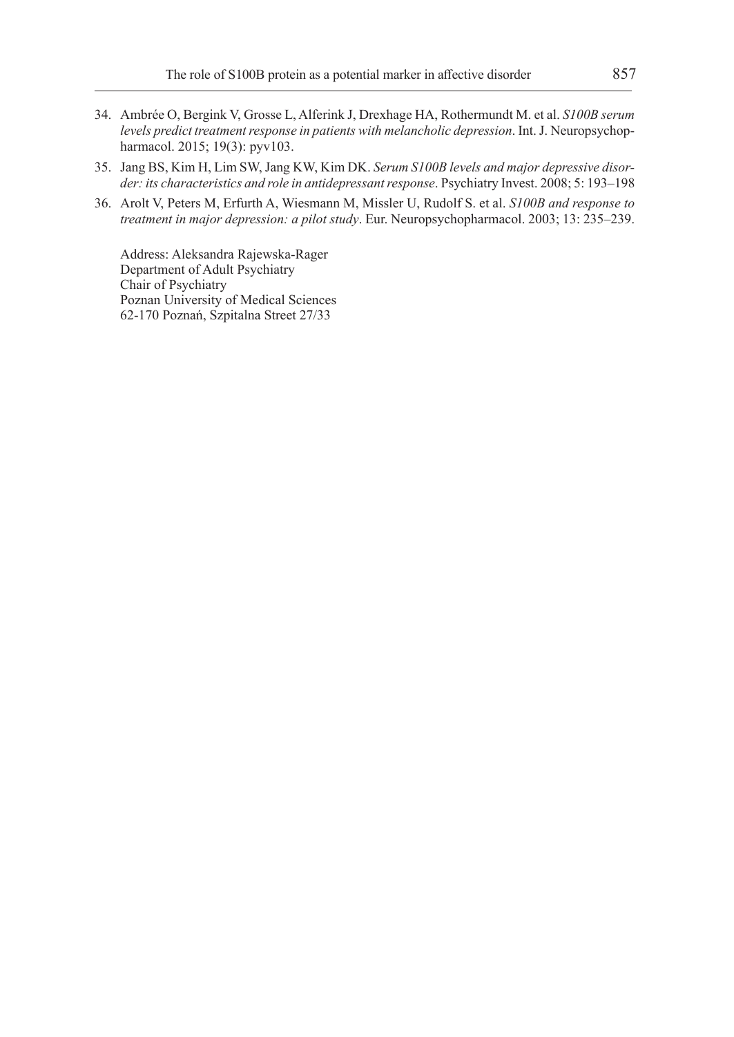34. Ambrée O, Bergink V, Grosse L, Alferink J, Drexhage HA, Rothermundt M. et al. *S100B serum levels predict treatment response in patients with melancholic depression*. Int. J. Neuropsychopharmacol. 2015; 19(3): pyv103.
35. Jang BS, Kim H, Lim SW, Jang KW, Kim DK. *Serum S100B levels and major depressive disorder: its characteristics and role in antidepressant response*. Psychiatry Invest. 2008; 5: 193–198
36. Arolt V, Peters M, Erfurth A, Wiesmann M, Missler U, Rudolf S. et al. *S100B and response to treatment in major depression: a pilot study*. Eur. Neuropsychopharmacol. 2003; 13: 235–239.

Address: Aleksandra Rajewska-Rager
Department of Adult Psychiatry
Chair of Psychiatry
Poznan University of Medical Sciences
62-170 Poznań, Szpitalna Street 27/33